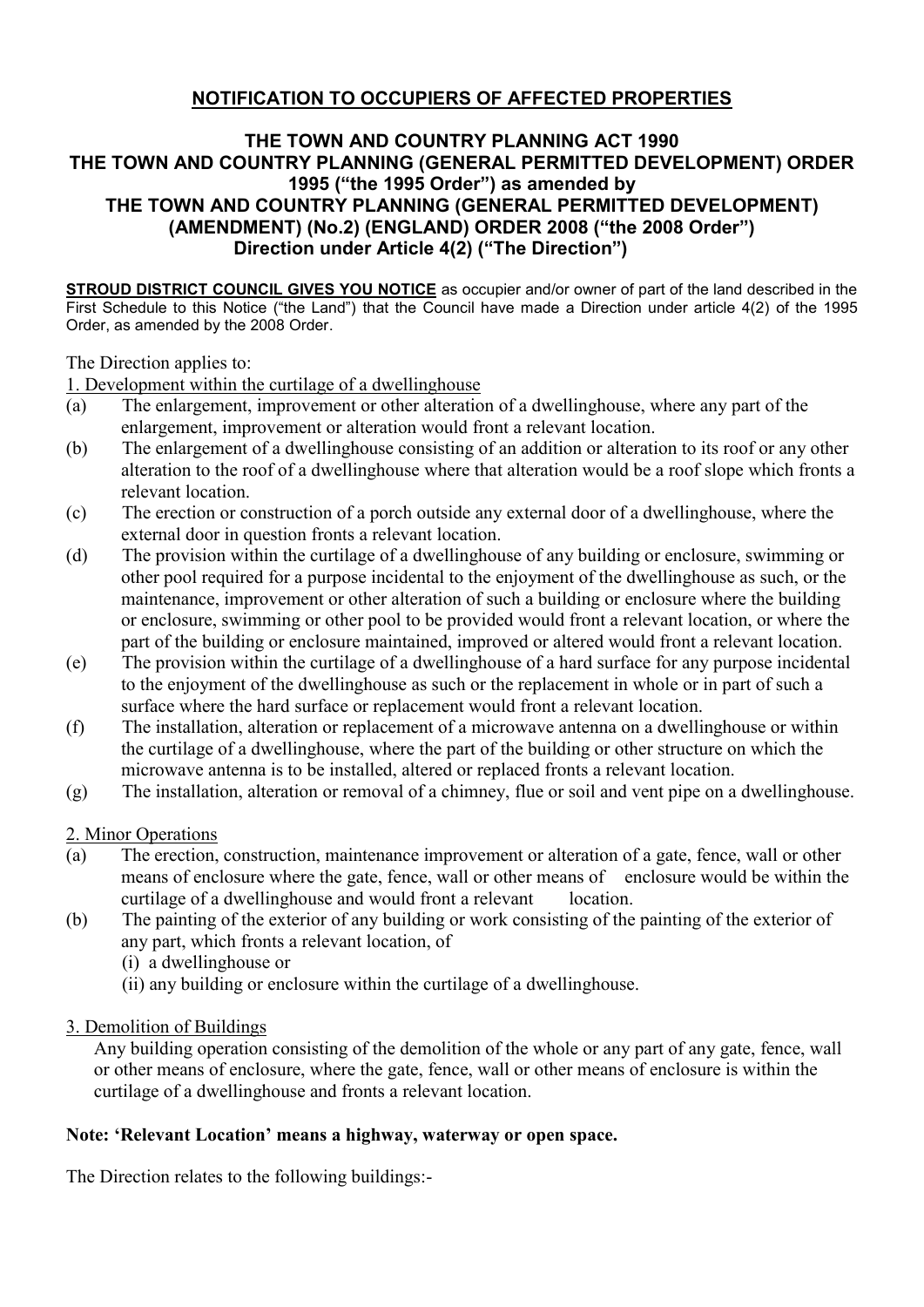## NOTIFICATION TO OCCUPIERS OF AFFECTED PROPERTIES

### THE TOWN AND COUNTRY PLANNING ACT 1990
### THE TOWN AND COUNTRY PLANNING (GENERAL PERMITTED DEVELOPMENT) ORDER 1995 ("the 1995 Order") as amended by
### THE TOWN AND COUNTRY PLANNING (GENERAL PERMITTED DEVELOPMENT) (AMENDMENT) (No.2) (ENGLAND) ORDER 2008 ("the 2008 Order")
### Direction under Article 4(2) ("The Direction")

**STROUD DISTRICT COUNCIL GIVES YOU NOTICE** as occupier and/or owner of part of the land described in the First Schedule to this Notice ("the Land") that the Council have made a Direction under article 4(2) of the 1995 Order, as amended by the 2008 Order.

The Direction applies to:

1. Development within the curtilage of a dwellinghouse

(a) The enlargement, improvement or other alteration of a dwellinghouse, where any part of the enlargement, improvement or alteration would front a relevant location.

(b) The enlargement of a dwellinghouse consisting of an addition or alteration to its roof or any other alteration to the roof of a dwellinghouse where that alteration would be a roof slope which fronts a relevant location.

(c) The erection or construction of a porch outside any external door of a dwellinghouse, where the external door in question fronts a relevant location.

(d) The provision within the curtilage of a dwellinghouse of any building or enclosure, swimming or other pool required for a purpose incidental to the enjoyment of the dwellinghouse as such, or the maintenance, improvement or other alteration of such a building or enclosure where the building or enclosure, swimming or other pool to be provided would front a relevant location, or where the part of the building or enclosure maintained, improved or altered would front a relevant location.

(e) The provision within the curtilage of a dwellinghouse of a hard surface for any purpose incidental to the enjoyment of the dwellinghouse as such or the replacement in whole or in part of such a surface where the hard surface or replacement would front a relevant location.

(f) The installation, alteration or replacement of a microwave antenna on a dwellinghouse or within the curtilage of a dwellinghouse, where the part of the building or other structure on which the microwave antenna is to be installed, altered or replaced fronts a relevant location.

(g) The installation, alteration or removal of a chimney, flue or soil and vent pipe on a dwellinghouse.

2. Minor Operations

(a) The erection, construction, maintenance improvement or alteration of a gate, fence, wall or other means of enclosure where the gate, fence, wall or other means of enclosure would be within the curtilage of a dwellinghouse and would front a relevant location.

(b) The painting of the exterior of any building or work consisting of the painting of the exterior of any part, which fronts a relevant location, of
   (i) a dwellinghouse or
   (ii) any building or enclosure within the curtilage of a dwellinghouse.

3. Demolition of Buildings

Any building operation consisting of the demolition of the whole or any part of any gate, fence, wall or other means of enclosure, where the gate, fence, wall or other means of enclosure is within the curtilage of a dwellinghouse and fronts a relevant location.

**Note: 'Relevant Location' means a highway, waterway or open space.**

The Direction relates to the following buildings:-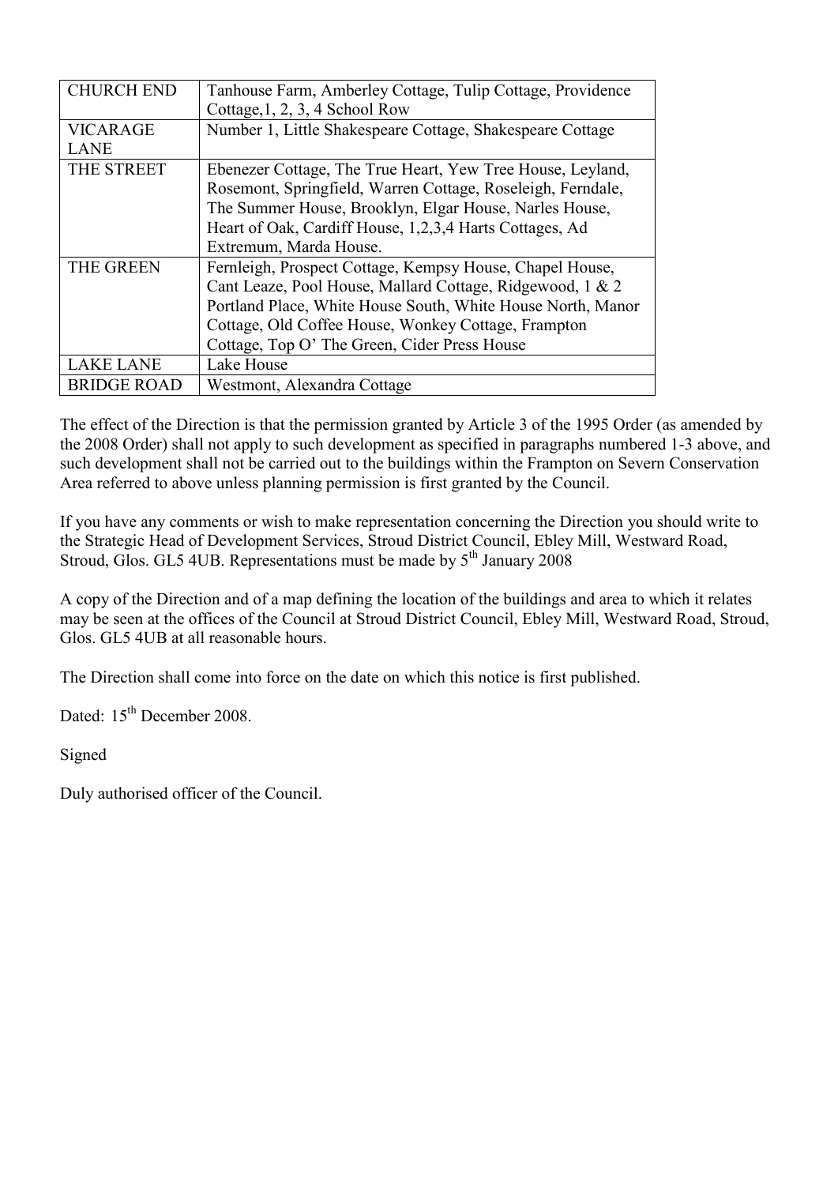| | |
|---|---|
| CHURCH END | Tanhouse Farm, Amberley Cottage, Tulip Cottage, Providence Cottage,1, 2, 3, 4 School Row |
| VICARAGE LANE | Number 1, Little Shakespeare Cottage, Shakespeare Cottage |
| THE STREET | Ebenezer Cottage, The True Heart, Yew Tree House, Leyland, Rosemont, Springfield, Warren Cottage, Roseleigh, Ferndale, The Summer House, Brooklyn, Elgar House, Narles House, Heart of Oak, Cardiff House, 1,2,3,4 Harts Cottages, Ad Extremum, Marda House. |
| THE GREEN | Fernleigh, Prospect Cottage, Kempsy House, Chapel House, Cant Leaze, Pool House, Mallard Cottage, Ridgewood, 1 & 2 Portland Place, White House South, White House North, Manor Cottage, Old Coffee House, Wonkey Cottage, Frampton Cottage, Top O' The Green, Cider Press House |
| LAKE LANE | Lake House |
| BRIDGE ROAD | Westmont, Alexandra Cottage |

The effect of the Direction is that the permission granted by Article 3 of the 1995 Order (as amended by the 2008 Order) shall not apply to such development as specified in paragraphs numbered 1-3 above, and such development shall not be carried out to the buildings within the Frampton on Severn Conservation Area referred to above unless planning permission is first granted by the Council.

If you have any comments or wish to make representation concerning the Direction you should write to the Strategic Head of Development Services, Stroud District Council, Ebley Mill, Westward Road, Stroud, Glos. GL5 4UB. Representations must be made by 5th January 2008

A copy of the Direction and of a map defining the location of the buildings and area to which it relates may be seen at the offices of the Council at Stroud District Council, Ebley Mill, Westward Road, Stroud, Glos. GL5 4UB at all reasonable hours.

The Direction shall come into force on the date on which this notice is first published.

Dated: 15th December 2008.

Signed

Duly authorised officer of the Council.